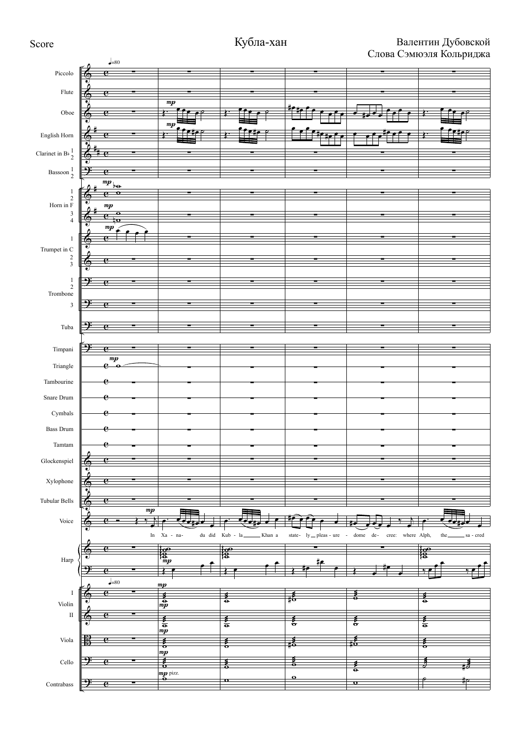Score

# Кубла-хан

Валентин Дубовской
Слова Сэмюэля Кольриджа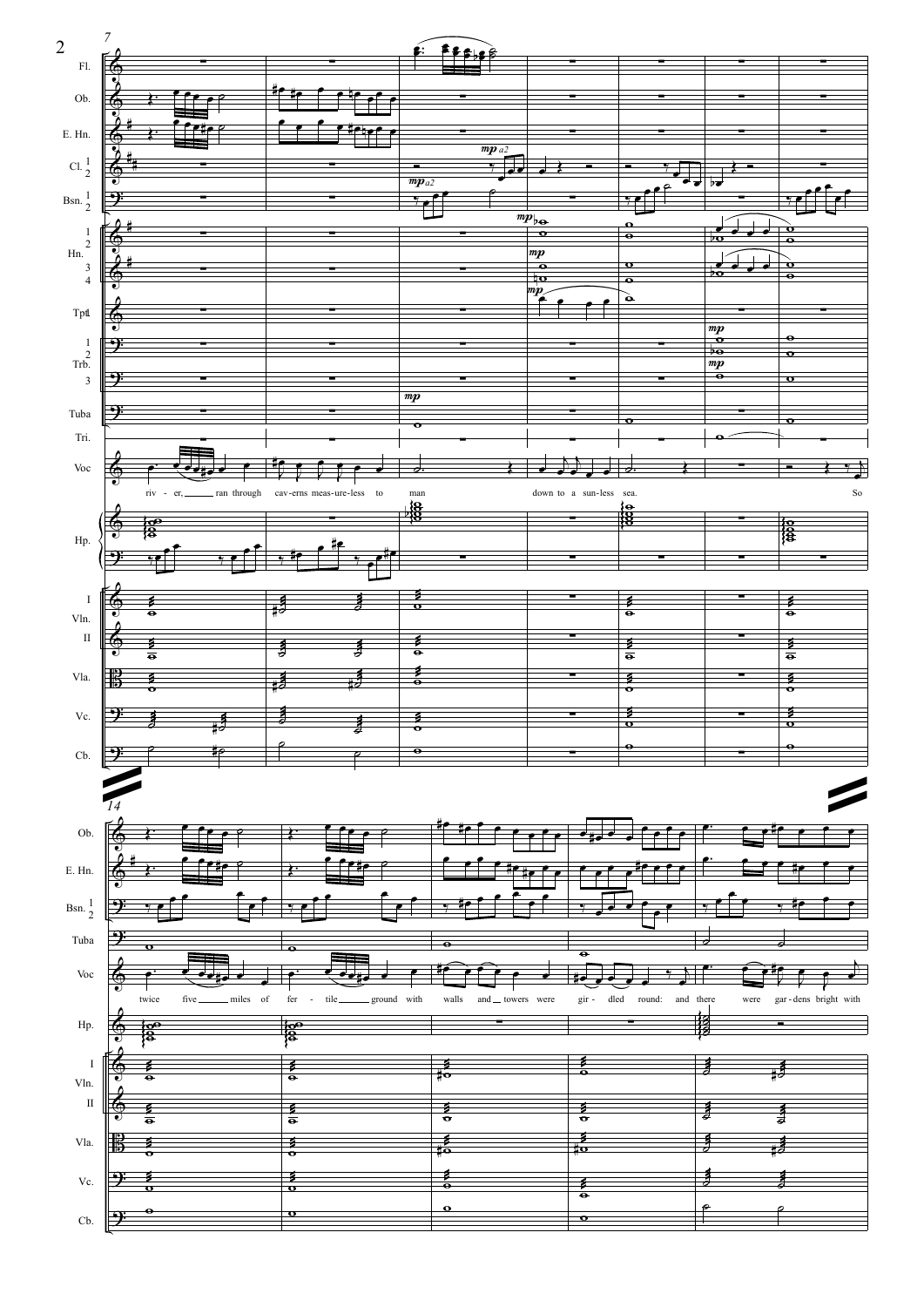river, ran through caverns measureless to man down to a sunless sea. So

twice five miles of fertile ground with walls and towers were girdled round: and there were gardens bright with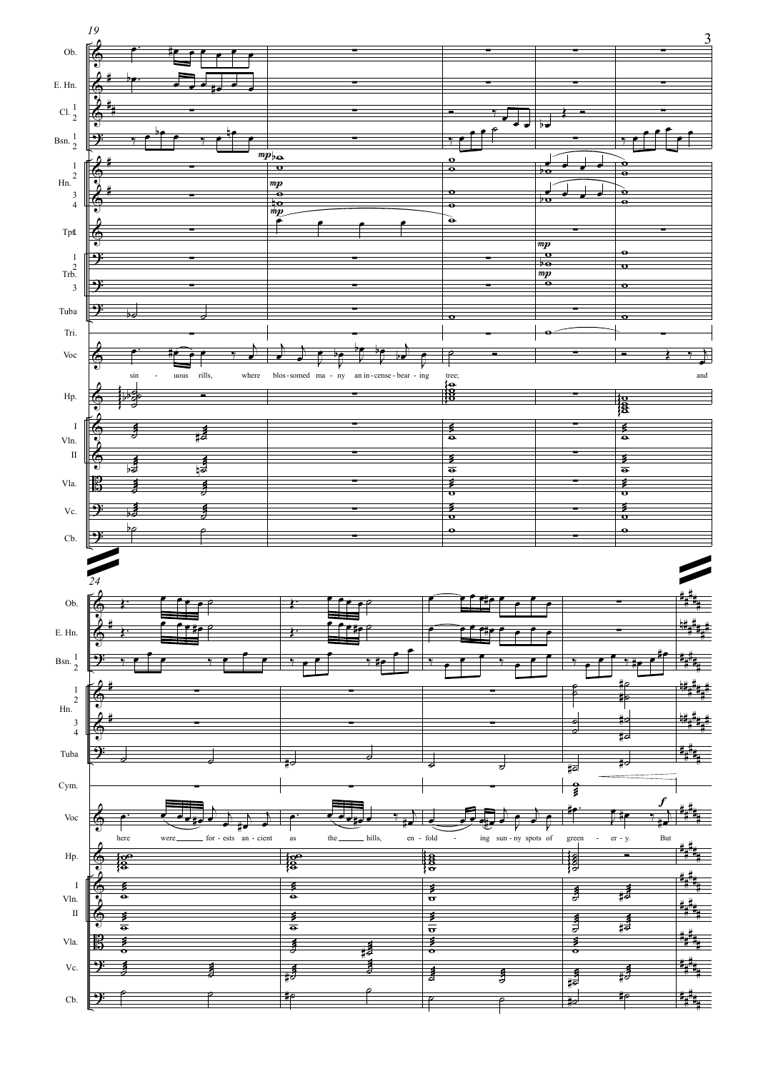sinuous rills, where blos-somed ma-ny an in-cense-bear-ing tree; and

here were for-ests an-cient as the hills, en-fold-ing sun-ny spots of green-er-y. But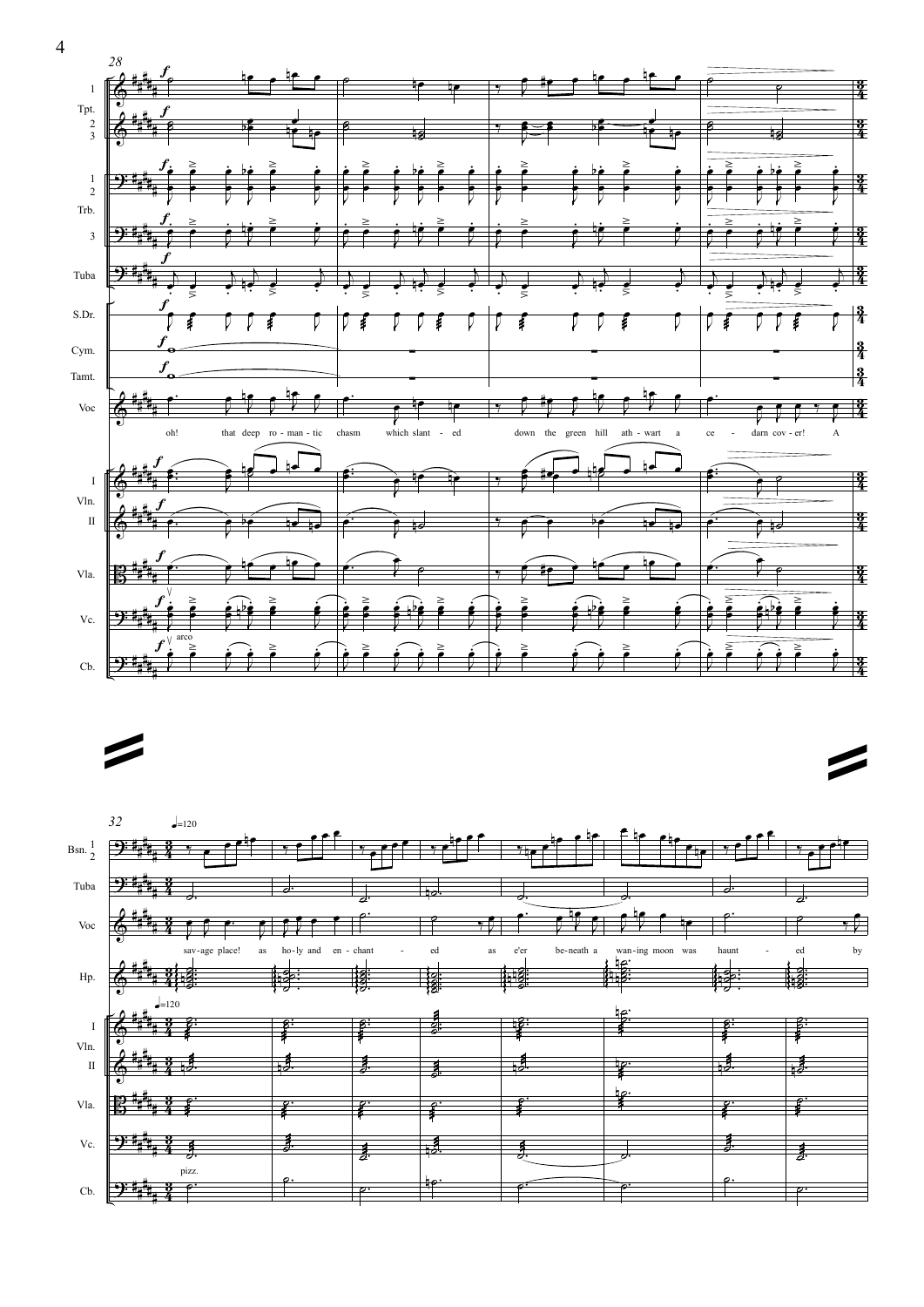28

Tpt. 1, 2 3

Trb. 1 2, 3

Tuba

S.Dr.

Cym.

Tamt.

Voc

oh! that deep ro - man - tic chasm which slant - ed down the green hill ath - wart a ce - darn cov - er! A

Vln. I, II

Vla.

Vc.

Cb. arco

32 ♩=120

Bsn. 1 2

Tuba

Voc

sav - age place! as ho - ly and en - chant - ed as e'er be - neath a wan - ing moon was haunt - ed by

Hp.

♩=120

Vln. I, II

Vla.

Vc.

Cb. pizz.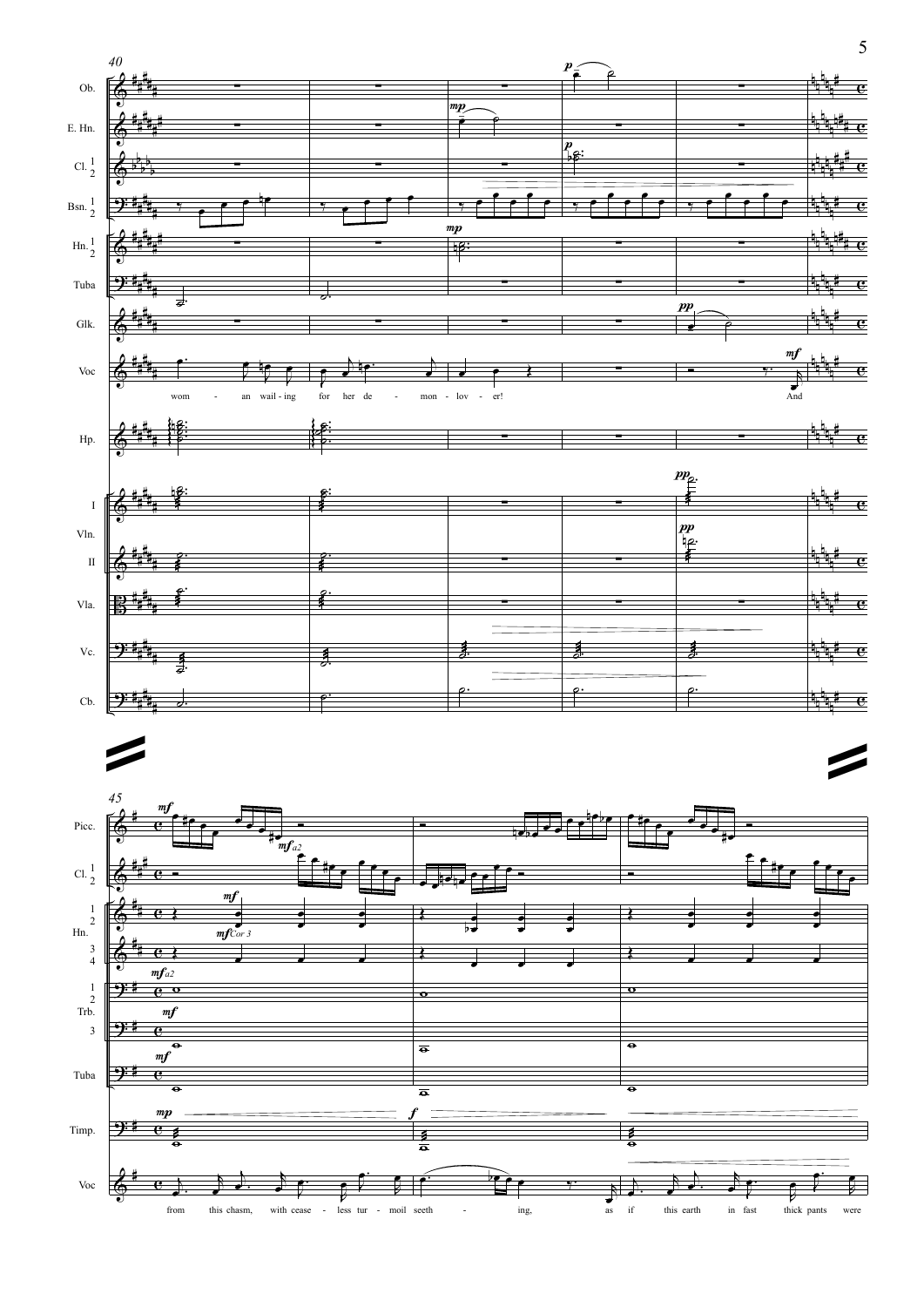wom - an wail - ing for her de - mon - lov - er!

And

from this chasm, with cease - less tur - moil seeth - ing, as if this earth in fast thick pants were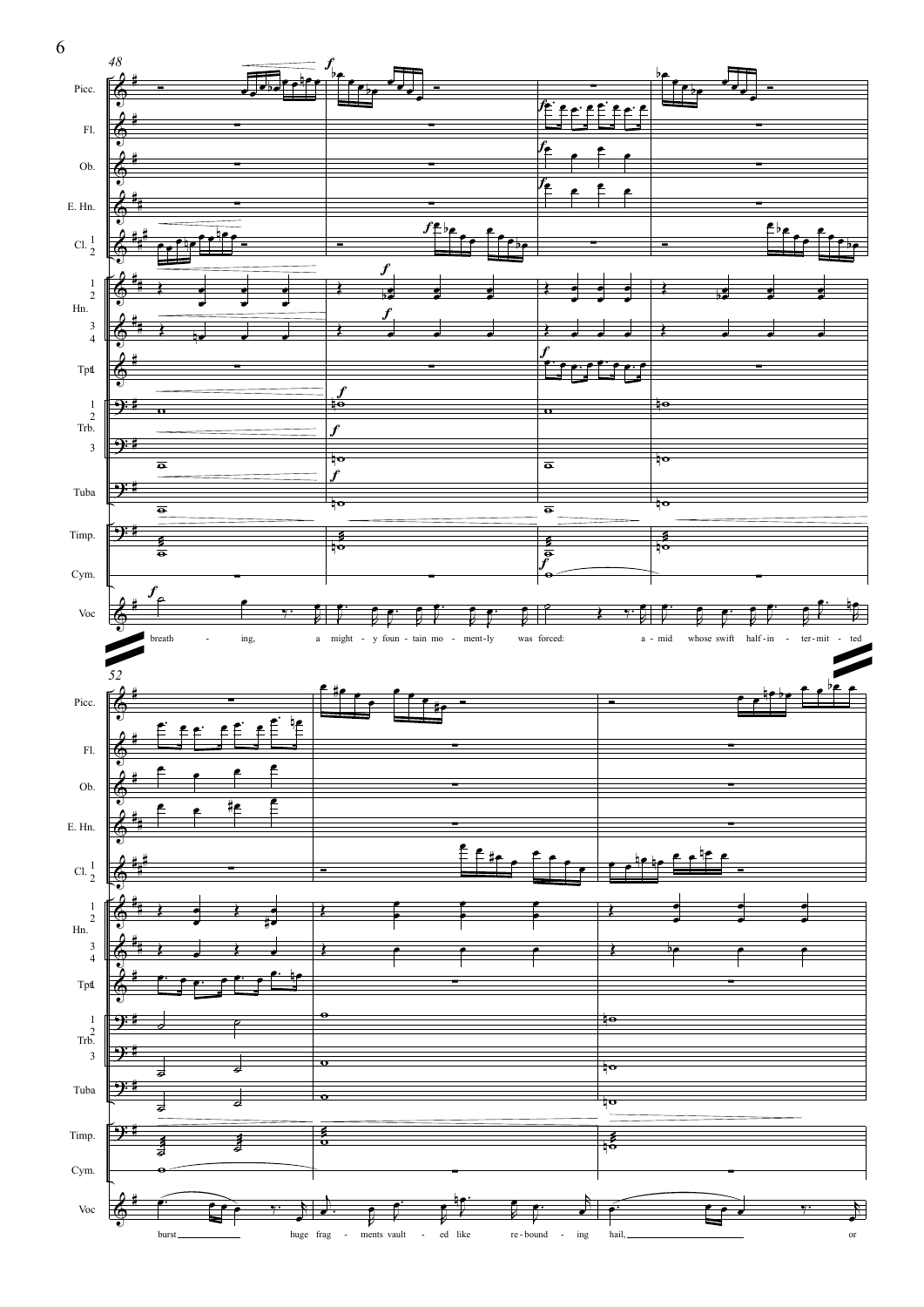breath - ing, a might - y foun - tain mo - ment-ly was forced: a - mid whose swift half - in - ter - mit - ted

burst huge frag - ments vault - ed like re - bound - ing hail, or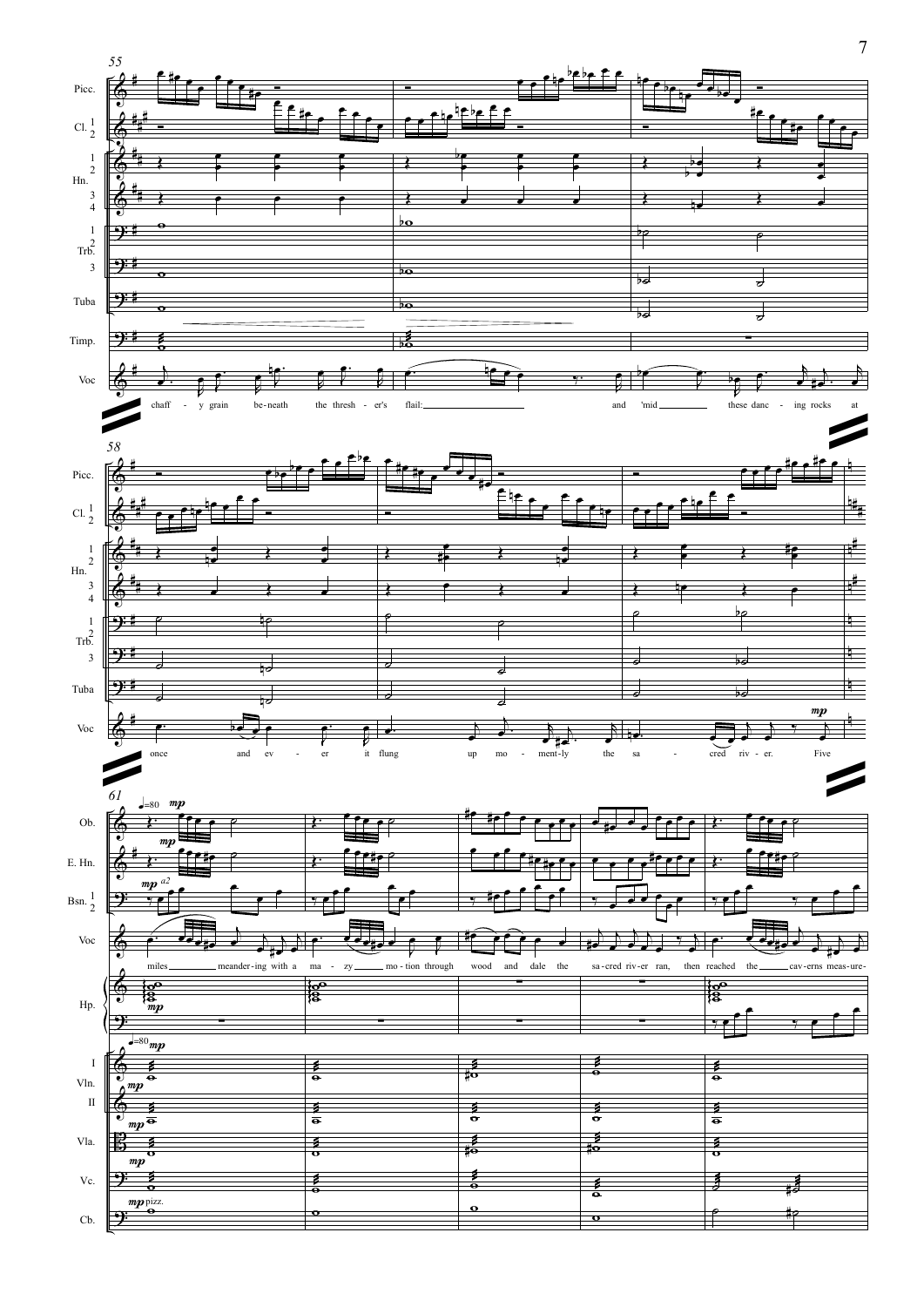55

chaff - y grain be-neath the thresh - er's flail: and 'mid these danc - ing rocks at

58

once and ev - er it flung up mo - ment-ly the sa - cred riv - er. Five

61

♩=80

miles meander-ing with a ma - zy mo-tion through wood and dale the sa-cred riv-er ran, then reached the cav-erns meas-ure-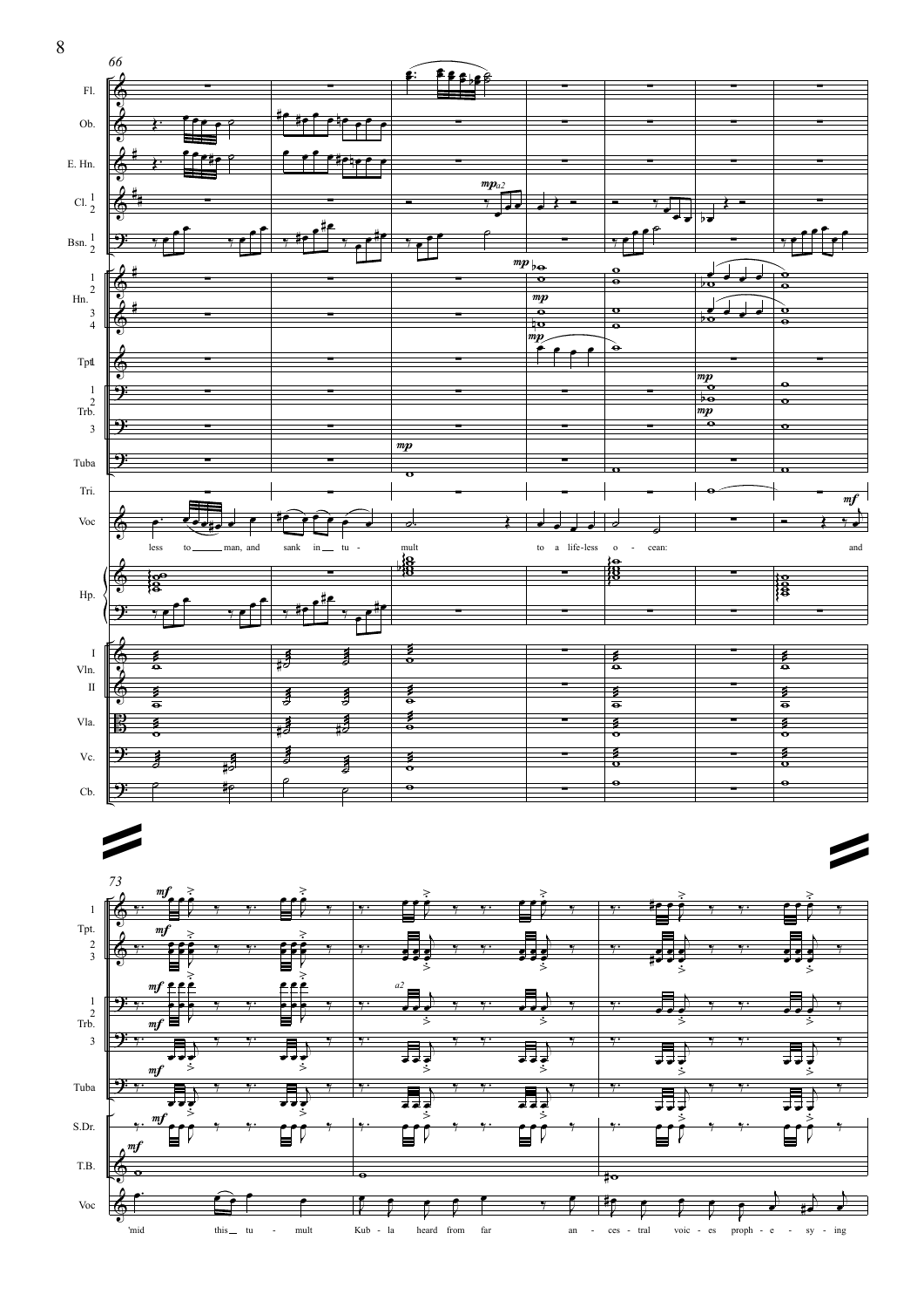66

less to man, and sank in tu - mult to a life-less o - cean: and

73

'mid this tu - mult Kub - la heard from far an - ces - tral voic - es proph - e - sy - ing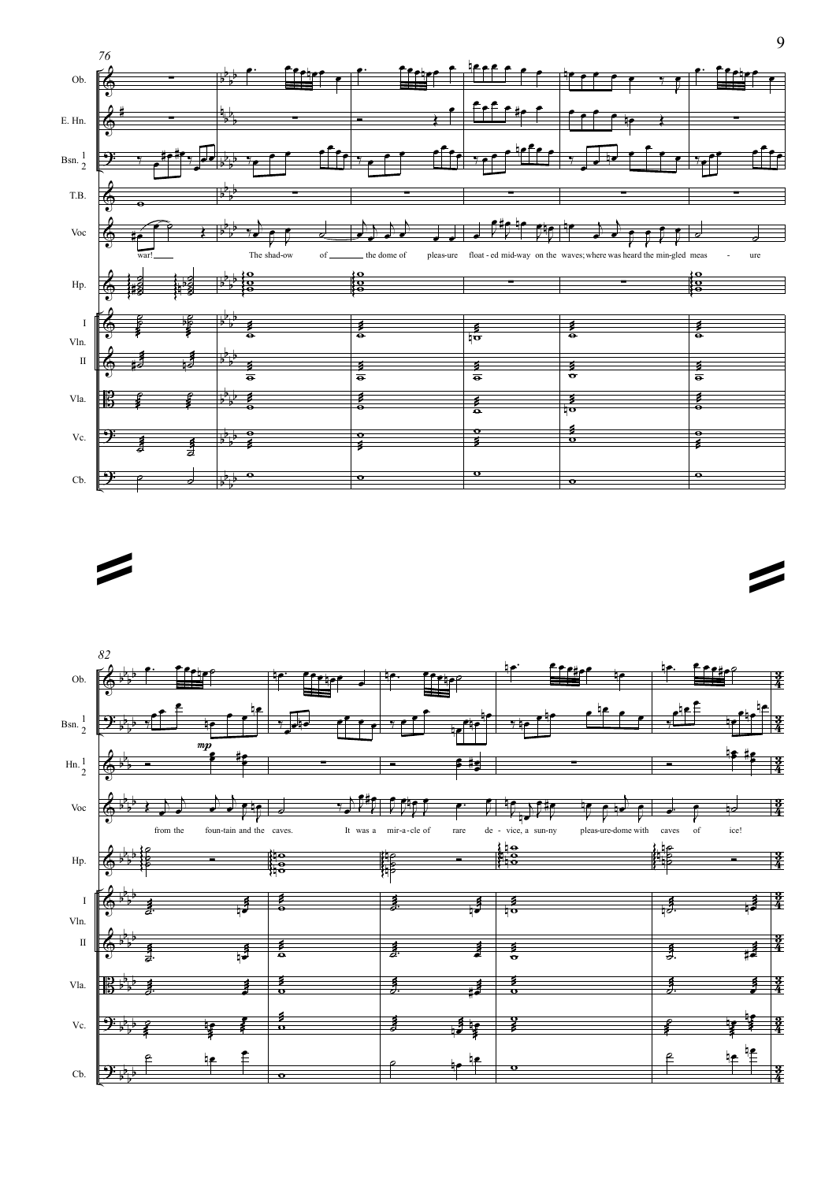76

Ob.
E. Hn.
Bsn. 1 2
T.B.
Voc
Hp.
Vln. I
Vln. II
Vla.
Vc.
Cb.

war! The shad-ow of the dome of pleas-ure float - ed mid-way on the waves; where was heard the min-gled meas - ure

82

Ob.
Bsn. 1 2
Hn. 1 2
Voc
Hp.
Vln. I
Vln. II
Vla.
Vc.
Cb.

*mp*

from the foun-tain and the caves. It was a mir-a-cle of rare de - vice, a sun-ny pleas-ure-dome with caves of ice!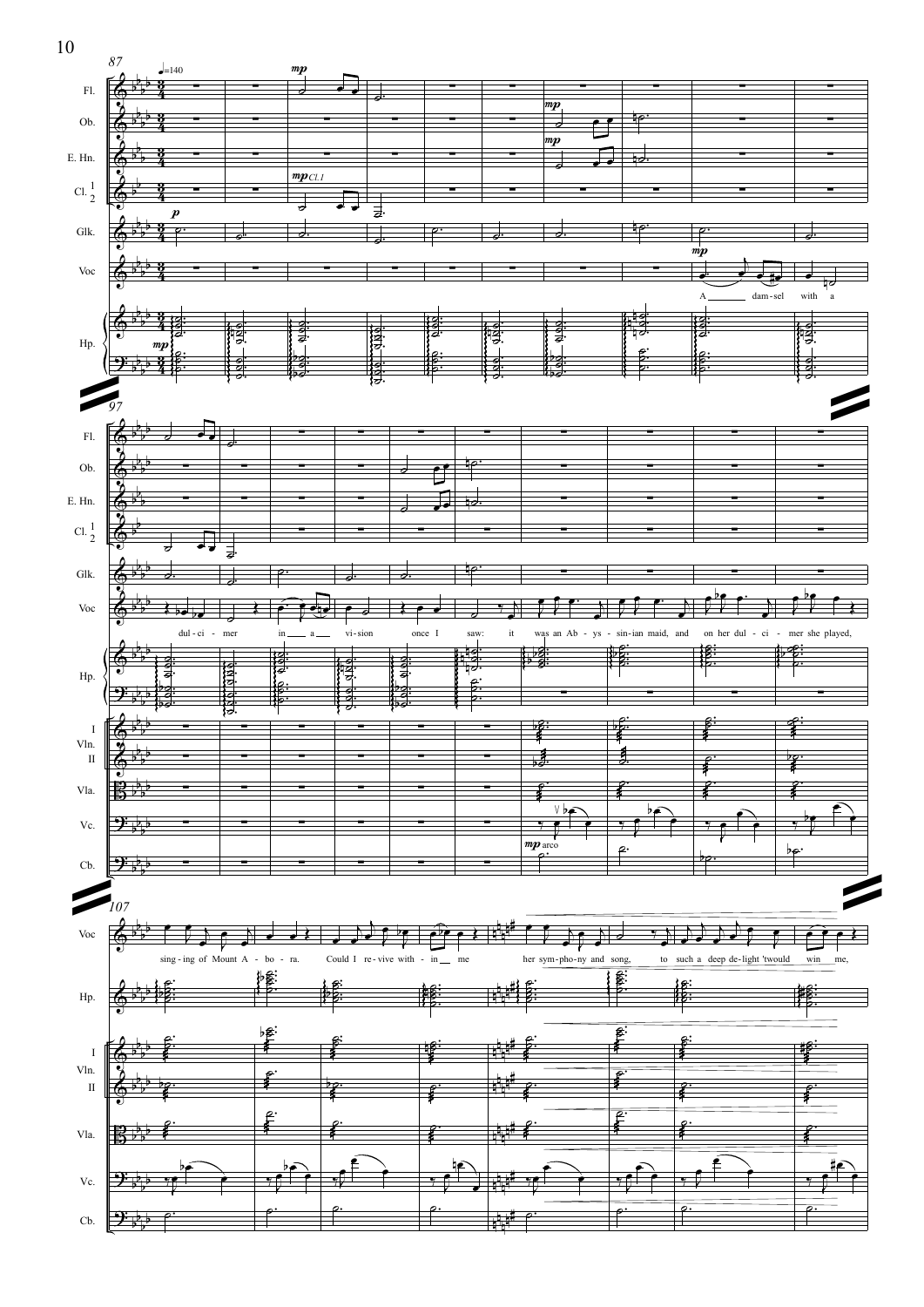87 ♩=140

Fl.
Ob.
E. Hn.
Cl. 1 2
Glk.
Voc
Hp.

A dam-sel with a

97

dul-ci-mer in a vi-sion once I saw: it was an Ab-ys-sin-ian maid, and on her dul-ci-mer she played,

Vln. I II
Vla.
Vc.
Cb.

107

sing-ing of Mount A-bo-ra. Could I re-vive with-in me her sym-pho-ny and song, to such a deep de-light 'twould win me,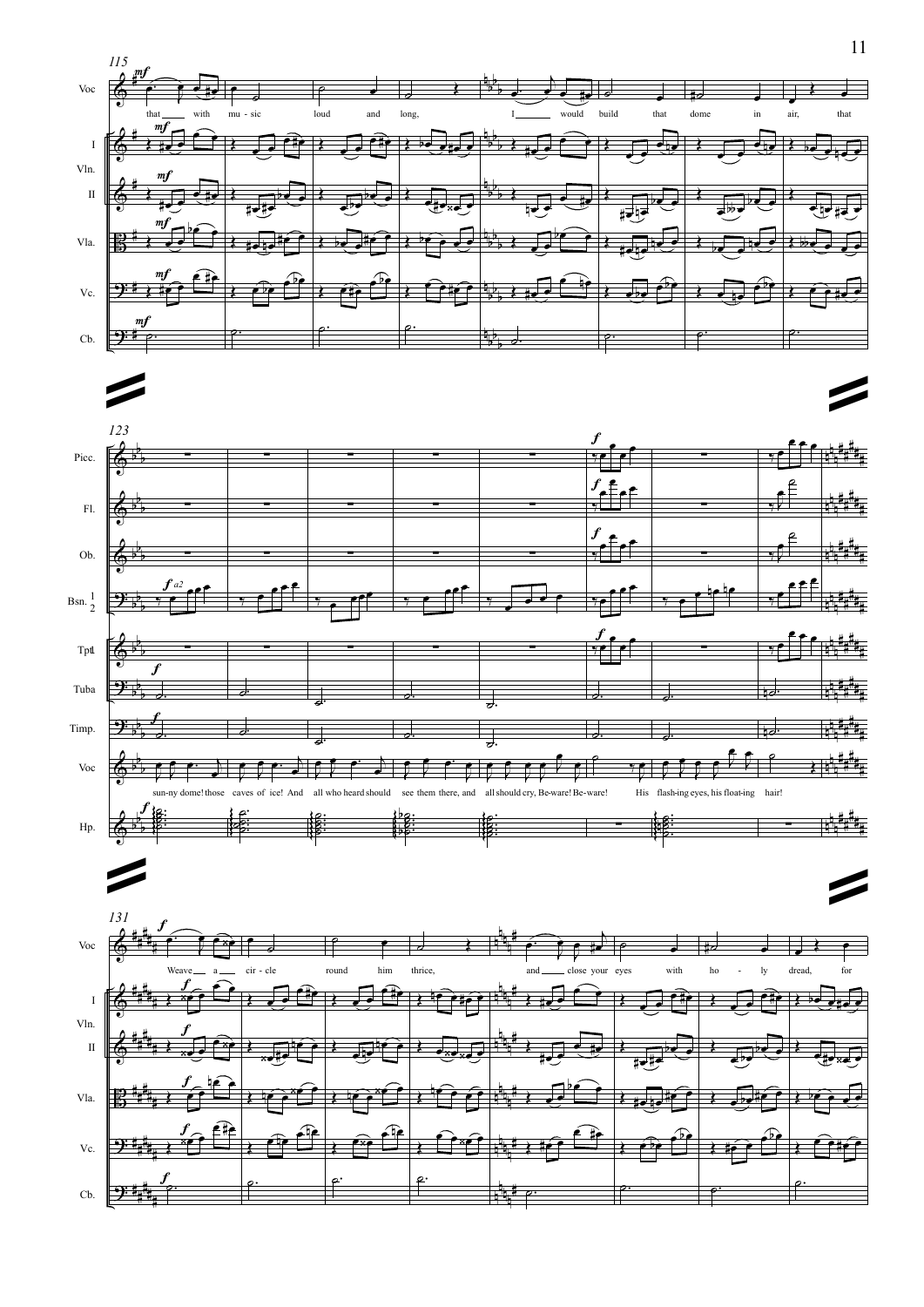115

that with mu - sic loud and long, I would build that dome in air, that

123

sun-ny dome! those caves of ice! And all who heard should see them there, and all should cry, Be-ware! Be-ware! His flash-ing eyes, his float-ing hair!

131

Weave a cir - cle round him thrice, and close your eyes with ho - ly dread, for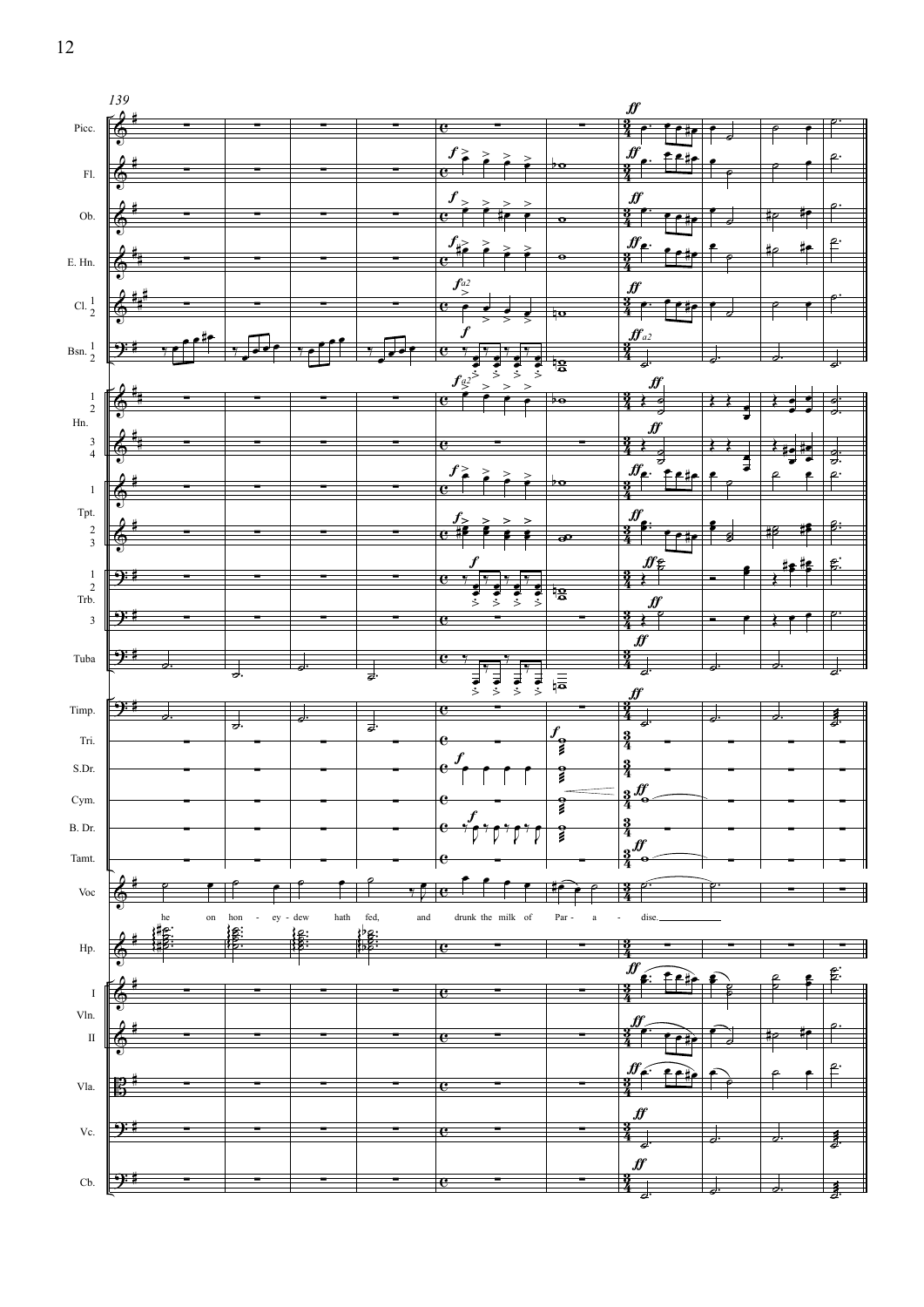139

Picc.

Fl.

Ob.

E. Hn.

Cl. 1 2

Bsn. 1 2

Hn. 1 2

Hn. 3 4

Tpt. 1

Tpt. 2 3

Trb. 1 2

Trb. 3

Tuba

Timp.

Tri.

S.Dr.

Cym.

B. Dr.

Tamt.

Voc

he on hon - ey - dew hath fed, and drunk the milk of Par - a - dise.

Hp.

Vln. I

Vln. II

Vla.

Vc.

Cb.